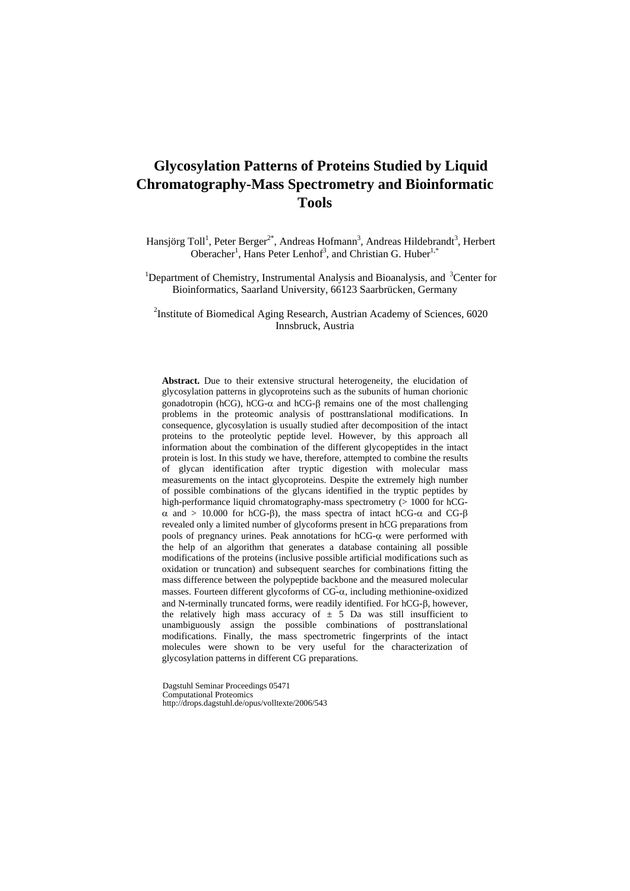# Glycosylation Patterns of Proteins Studied by Liquid Chromatography-Mass Spectrometry and Bioinformatic Tools

Hansjörg Toll[1], Peter Berger[2*], Andreas Hofmann[3], Andreas Hildebrandt[3], Herbert Oberacher[1], Hans Peter Lenhof[3], and Christian G. Huber[1,*]

[1]Department of Chemistry, Instrumental Analysis and Bioanalysis, and [3]Center for Bioinformatics, Saarland University, 66123 Saarbrücken, Germany

[2]Institute of Biomedical Aging Research, Austrian Academy of Sciences, 6020 Innsbruck, Austria

**Abstract.** Due to their extensive structural heterogeneity, the elucidation of glycosylation patterns in glycoproteins such as the subunits of human chorionic gonadotropin (hCG), hCG-$\alpha$ and hCG-$\beta$ remains one of the most challenging problems in the proteomic analysis of posttranslational modifications. In consequence, glycosylation is usually studied after decomposition of the intact proteins to the proteolytic peptide level. However, by this approach all information about the combination of the different glycopeptides in the intact protein is lost. In this study we have, therefore, attempted to combine the results of glycan identification after tryptic digestion with molecular mass measurements on the intact glycoproteins. Despite the extremely high number of possible combinations of the glycans identified in the tryptic peptides by high-performance liquid chromatography-mass spectrometry (> 1000 for hCG-$\alpha$ and > 10.000 for hCG-$\beta$), the mass spectra of intact hCG-$\alpha$ and CG-$\beta$ revealed only a limited number of glycoforms present in hCG preparations from pools of pregnancy urines. Peak annotations for hCG-$\alpha$ were performed with the help of an algorithm that generates a database containing all possible modifications of the proteins (inclusive possible artificial modifications such as oxidation or truncation) and subsequent searches for combinations fitting the mass difference between the polypeptide backbone and the measured molecular masses. Fourteen different glycoforms of CG-$\alpha$, including methionine-oxidized and N-terminally truncated forms, were readily identified. For hCG-$\beta$, however, the relatively high mass accuracy of $\pm$ 5 Da was still insufficient to unambiguously assign the possible combinations of posttranslational modifications. Finally, the mass spectrometric fingerprints of the intact molecules were shown to be very useful for the characterization of glycosylation patterns in different CG preparations.

Dagstuhl Seminar Proceedings 05471  
Computational Proteomics  
http://drops.dagstuhl.de/opus/volltexte/2006/543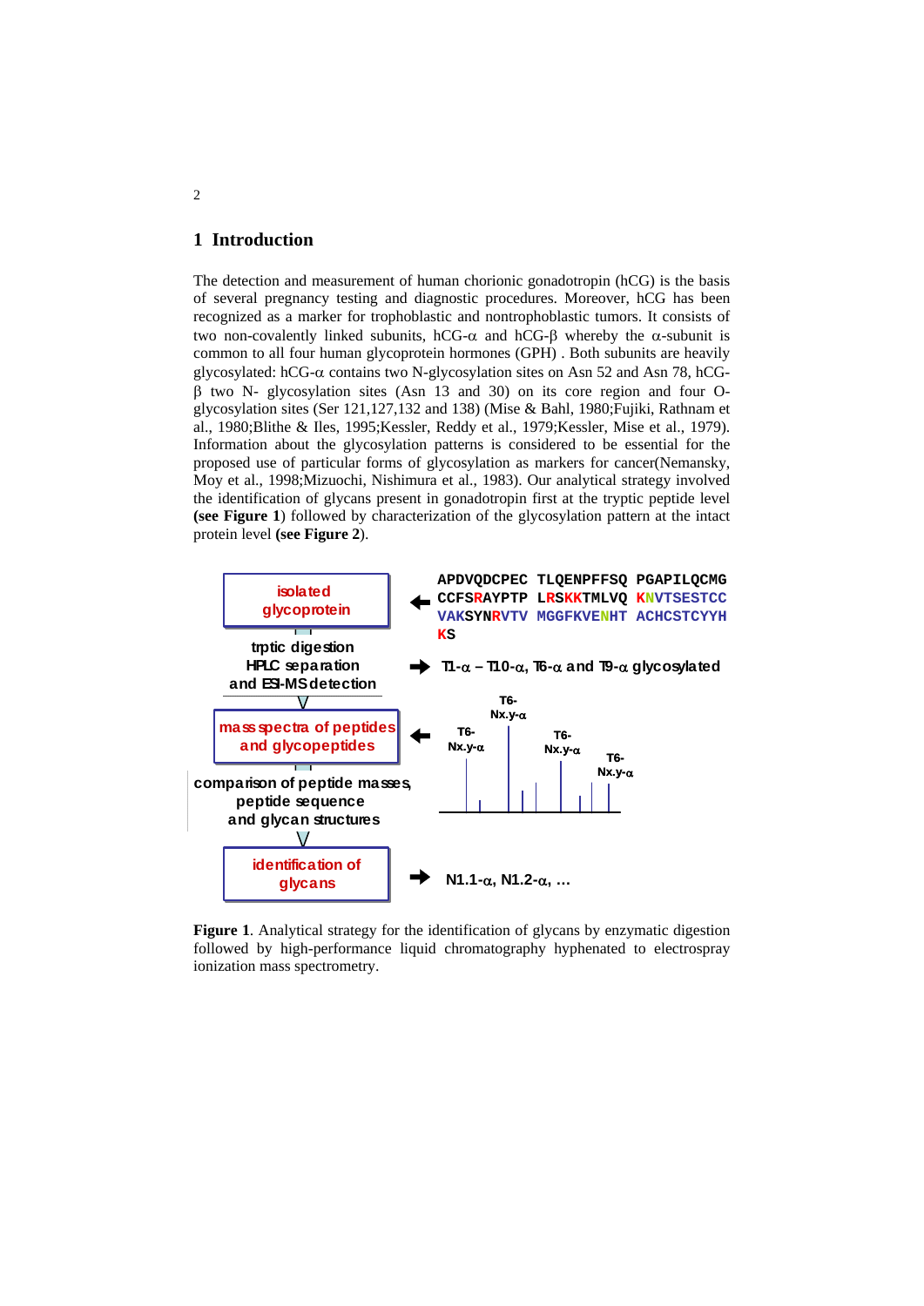# 1 Introduction

The detection and measurement of human chorionic gonadotropin (hCG) is the basis of several pregnancy testing and diagnostic procedures. Moreover, hCG has been recognized as a marker for trophoblastic and nontrophoblastic tumors. It consists of two non-covalently linked subunits, hCG-α and hCG-β whereby the α-subunit is common to all four human glycoprotein hormones (GPH) . Both subunits are heavily glycosylated: hCG-α contains two N-glycosylation sites on Asn 52 and Asn 78, hCG-β two N- glycosylation sites (Asn 13 and 30) on its core region and four O-glycosylation sites (Ser 121,127,132 and 138) (Mise & Bahl, 1980;Fujiki, Rathnam et al., 1980;Blithe & Iles, 1995;Kessler, Reddy et al., 1979;Kessler, Mise et al., 1979). Information about the glycosylation patterns is considered to be essential for the proposed use of particular forms of glycosylation as markers for cancer(Nemansky, Moy et al., 1998;Mizuochi, Nishimura et al., 1983). Our analytical strategy involved the identification of glycans present in gonadotropin first at the tryptic peptide level **(see Figure 1**) followed by characterization of the glycosylation pattern at the intact protein level **(see Figure 2**).

isolated glycoprotein

APDVQDCPEC TLQENPFFSQ PGAPILQCMG CCFSRAYPTP LRSKKTMLVQ KNVTSESTCC VAKSYNRVTV MGGFKVENHT ACHCSTCYYH KS

trptic digestion HPLC separation and ESI-MS detection

T1-α – T10-α, T6-α and T9-α glycosylated

mass spectra of peptides and glycopeptides

T6-Nx.y-α

comparison of peptide masses, peptide sequence and glycan structures

identification of glycans

N1.1-α, N1.2-α, …

**Figure 1**. Analytical strategy for the identification of glycans by enzymatic digestion followed by high-performance liquid chromatography hyphenated to electrospray ionization mass spectrometry.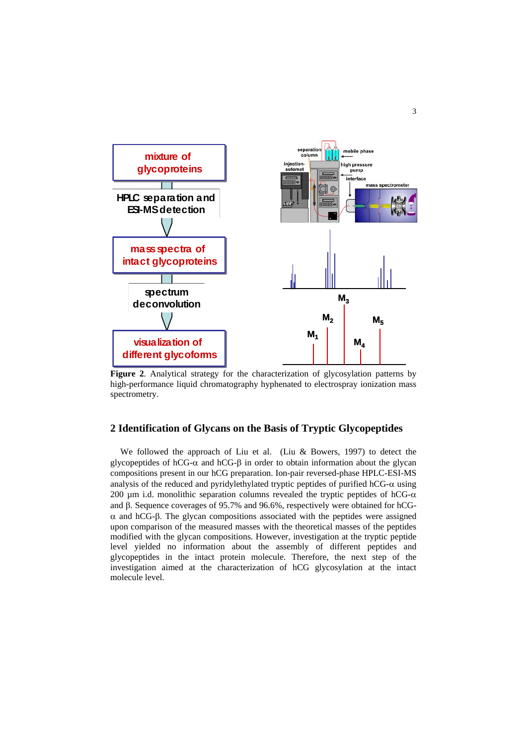**Figure 2**. Analytical strategy for the characterization of glycosylation patterns by high-performance liquid chromatography hyphenated to electrospray ionization mass spectrometry.

## 2 Identification of Glycans on the Basis of Tryptic Glycopeptides

We followed the approach of Liu et al. (Liu & Bowers, 1997) to detect the glycopeptides of hCG-$\alpha$ and hCG-$\beta$ in order to obtain information about the glycan compositions present in our hCG preparation. Ion-pair reversed-phase HPLC-ESI-MS analysis of the reduced and pyridylethylated tryptic peptides of purified hCG-$\alpha$ using 200 µm i.d. monolithic separation columns revealed the tryptic peptides of hCG-$\alpha$ and $\beta$. Sequence coverages of 95.7% and 96.6%, respectively were obtained for hCG-$\alpha$ and hCG-$\beta$. The glycan compositions associated with the peptides were assigned upon comparison of the measured masses with the theoretical masses of the peptides modified with the glycan compositions. However, investigation at the tryptic peptide level yielded no information about the assembly of different peptides and glycopeptides in the intact protein molecule. Therefore, the next step of the investigation aimed at the characterization of hCG glycosylation at the intact molecule level.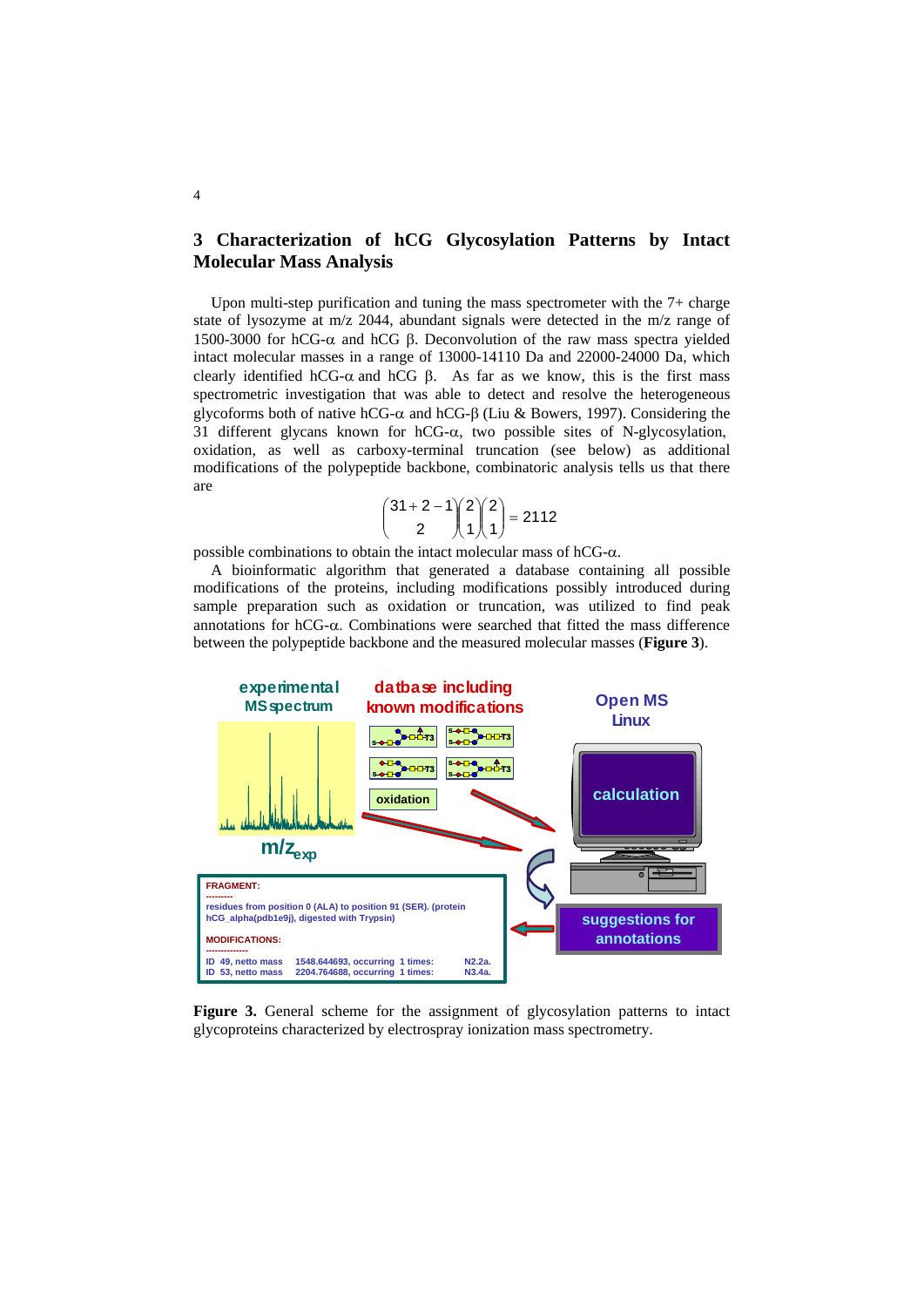## 3 Characterization of hCG Glycosylation Patterns by Intact Molecular Mass Analysis

Upon multi-step purification and tuning the mass spectrometer with the 7+ charge state of lysozyme at m/z 2044, abundant signals were detected in the m/z range of 1500-3000 for hCG-α and hCG β. Deconvolution of the raw mass spectra yielded intact molecular masses in a range of 13000-14110 Da and 22000-24000 Da, which clearly identified hCG-α and hCG β. As far as we know, this is the first mass spectrometric investigation that was able to detect and resolve the heterogeneous glycoforms both of native hCG-α and hCG-β (Liu & Bowers, 1997). Considering the 31 different glycans known for hCG-α, two possible sites of N-glycosylation, oxidation, as well as carboxy-terminal truncation (see below) as additional modifications of the polypeptide backbone, combinatoric analysis tells us that there are

$$\binom{31+2-1}{2}\binom{2}{1}\binom{2}{1} = 2112$$

possible combinations to obtain the intact molecular mass of hCG-α.

A bioinformatic algorithm that generated a database containing all possible modifications of the proteins, including modifications possibly introduced during sample preparation such as oxidation or truncation, was utilized to find peak annotations for hCG-α. Combinations were searched that fitted the mass difference between the polypeptide backbone and the measured molecular masses (**Figure 3**).

**Figure 3.** General scheme for the assignment of glycosylation patterns to intact glycoproteins characterized by electrospray ionization mass spectrometry.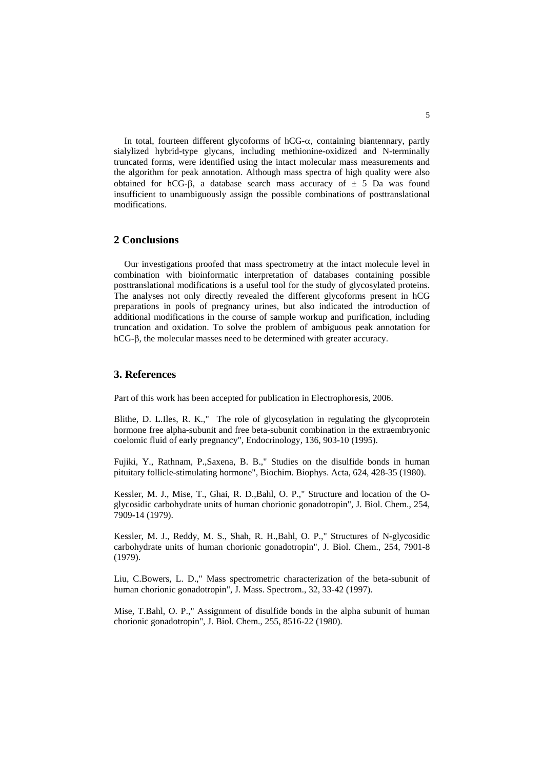In total, fourteen different glycoforms of hCG-$\alpha$, containing biantennary, partly sialylized hybrid-type glycans, including methionine-oxidized and N-terminally truncated forms, were identified using the intact molecular mass measurements and the algorithm for peak annotation. Although mass spectra of high quality were also obtained for hCG-$\beta$, a database search mass accuracy of $\pm$ 5 Da was found insufficient to unambiguously assign the possible combinations of posttranslational modifications.

## 2 Conclusions

Our investigations proofed that mass spectrometry at the intact molecule level in combination with bioinformatic interpretation of databases containing possible posttranslational modifications is a useful tool for the study of glycosylated proteins. The analyses not only directly revealed the different glycoforms present in hCG preparations in pools of pregnancy urines, but also indicated the introduction of additional modifications in the course of sample workup and purification, including truncation and oxidation. To solve the problem of ambiguous peak annotation for hCG-$\beta$, the molecular masses need to be determined with greater accuracy.

## 3. References

Part of this work has been accepted for publication in Electrophoresis, 2006.

Blithe, D. L.Iles, R. K.," The role of glycosylation in regulating the glycoprotein hormone free alpha-subunit and free beta-subunit combination in the extraembryonic coelomic fluid of early pregnancy", Endocrinology, 136, 903-10 (1995).

Fujiki, Y., Rathnam, P.,Saxena, B. B.," Studies on the disulfide bonds in human pituitary follicle-stimulating hormone", Biochim. Biophys. Acta, 624, 428-35 (1980).

Kessler, M. J., Mise, T., Ghai, R. D.,Bahl, O. P.," Structure and location of the O-glycosidic carbohydrate units of human chorionic gonadotropin", J. Biol. Chem., 254, 7909-14 (1979).

Kessler, M. J., Reddy, M. S., Shah, R. H.,Bahl, O. P.," Structures of N-glycosidic carbohydrate units of human chorionic gonadotropin", J. Biol. Chem., 254, 7901-8 (1979).

Liu, C.Bowers, L. D.," Mass spectrometric characterization of the beta-subunit of human chorionic gonadotropin", J. Mass. Spectrom., 32, 33-42 (1997).

Mise, T.Bahl, O. P.," Assignment of disulfide bonds in the alpha subunit of human chorionic gonadotropin", J. Biol. Chem., 255, 8516-22 (1980).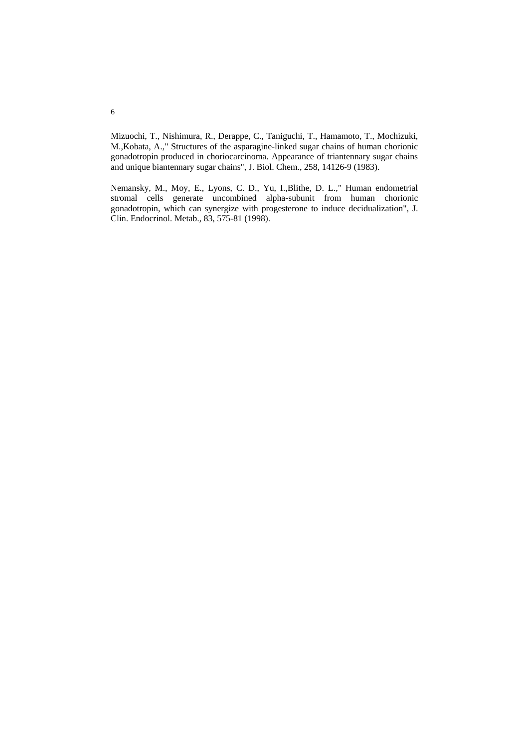Mizuochi, T., Nishimura, R., Derappe, C., Taniguchi, T., Hamamoto, T., Mochizuki, M.,Kobata, A.," Structures of the asparagine-linked sugar chains of human chorionic gonadotropin produced in choriocarcinoma. Appearance of triantennary sugar chains and unique biantennary sugar chains", J. Biol. Chem., 258, 14126-9 (1983).

Nemansky, M., Moy, E., Lyons, C. D., Yu, I.,Blithe, D. L.," Human endometrial stromal cells generate uncombined alpha-subunit from human chorionic gonadotropin, which can synergize with progesterone to induce decidualization", J. Clin. Endocrinol. Metab., 83, 575-81 (1998).